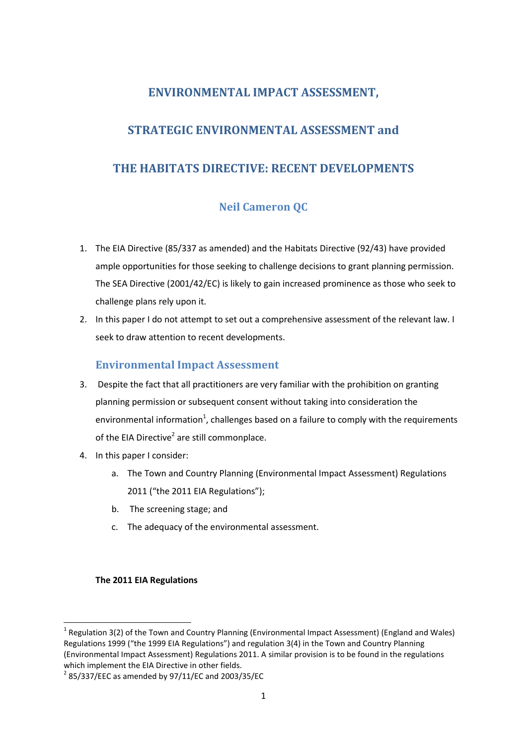# ENVIRONMENTAL IMPACT ASSESSMENT,

# STRATEGIC ENVIRONMENTAL ASSESSMENT and

# THE HABITATS DIRECTIVE: RECENT DEVELOPMENTS

## Neil Cameron QC

1. The EIA Directive (85/337 as amended) and the Habitats Directive (92/43) have provided ample opportunities for those seeking to challenge decisions to grant planning permission. The SEA Directive (2001/42/EC) is likely to gain increased prominence as those who seek to challenge plans rely upon it.
2. In this paper I do not attempt to set out a comprehensive assessment of the relevant law. I seek to draw attention to recent developments.

## Environmental Impact Assessment

3. Despite the fact that all practitioners are very familiar with the prohibition on granting planning permission or subsequent consent without taking into consideration the environmental information[1], challenges based on a failure to comply with the requirements of the EIA Directive[2] are still commonplace.
4. In this paper I consider:
   a. The Town and Country Planning (Environmental Impact Assessment) Regulations 2011 ("the 2011 EIA Regulations");
   b. The screening stage; and
   c. The adequacy of the environmental assessment.

**The 2011 EIA Regulations**

---

[1] Regulation 3(2) of the Town and Country Planning (Environmental Impact Assessment) (England and Wales) Regulations 1999 ("the 1999 EIA Regulations") and regulation 3(4) in the Town and Country Planning (Environmental Impact Assessment) Regulations 2011. A similar provision is to be found in the regulations which implement the EIA Directive in other fields.

[2] 85/337/EEC as amended by 97/11/EC and 2003/35/EC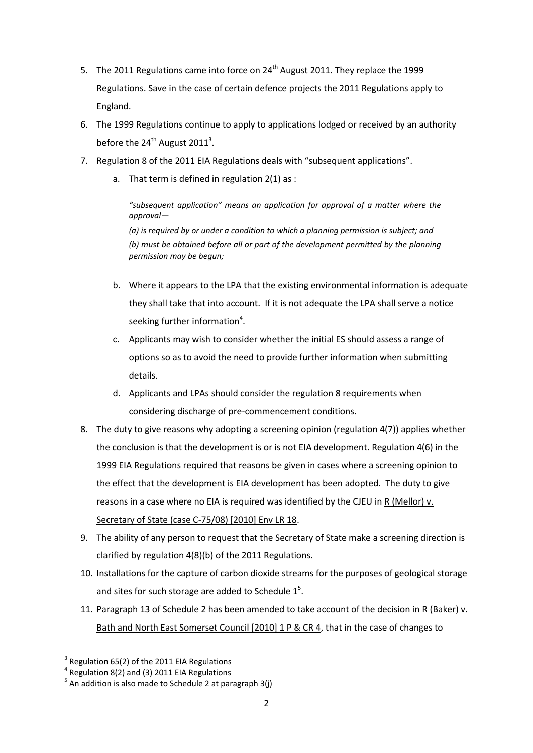5. The 2011 Regulations came into force on 24th August 2011. They replace the 1999 Regulations. Save in the case of certain defence projects the 2011 Regulations apply to England.
6. The 1999 Regulations continue to apply to applications lodged or received by an authority before the 24th August 2011[3].
7. Regulation 8 of the 2011 EIA Regulations deals with "subsequent applications".
   a. That term is defined in regulation 2(1) as :

      *"subsequent application" means an application for approval of a matter where the approval—*

      *(a) is required by or under a condition to which a planning permission is subject; and*
      *(b) must be obtained before all or part of the development permitted by the planning permission may be begun;*

   b. Where it appears to the LPA that the existing environmental information is adequate they shall take that into account. If it is not adequate the LPA shall serve a notice seeking further information[4].
   c. Applicants may wish to consider whether the initial ES should assess a range of options so as to avoid the need to provide further information when submitting details.
   d. Applicants and LPAs should consider the regulation 8 requirements when considering discharge of pre-commencement conditions.
8. The duty to give reasons why adopting a screening opinion (regulation 4(7)) applies whether the conclusion is that the development is or is not EIA development. Regulation 4(6) in the 1999 EIA Regulations required that reasons be given in cases where a screening opinion to the effect that the development is EIA development has been adopted. The duty to give reasons in a case where no EIA is required was identified by the CJEU in R (Mellor) v. Secretary of State (case C-75/08) [2010] Env LR 18.
9. The ability of any person to request that the Secretary of State make a screening direction is clarified by regulation 4(8)(b) of the 2011 Regulations.
10. Installations for the capture of carbon dioxide streams for the purposes of geological storage and sites for such storage are added to Schedule 1[5].
11. Paragraph 13 of Schedule 2 has been amended to take account of the decision in R (Baker) v. Bath and North East Somerset Council [2010] 1 P & CR 4, that in the case of changes to

[3] Regulation 65(2) of the 2011 EIA Regulations
[4] Regulation 8(2) and (3) 2011 EIA Regulations
[5] An addition is also made to Schedule 2 at paragraph 3(j)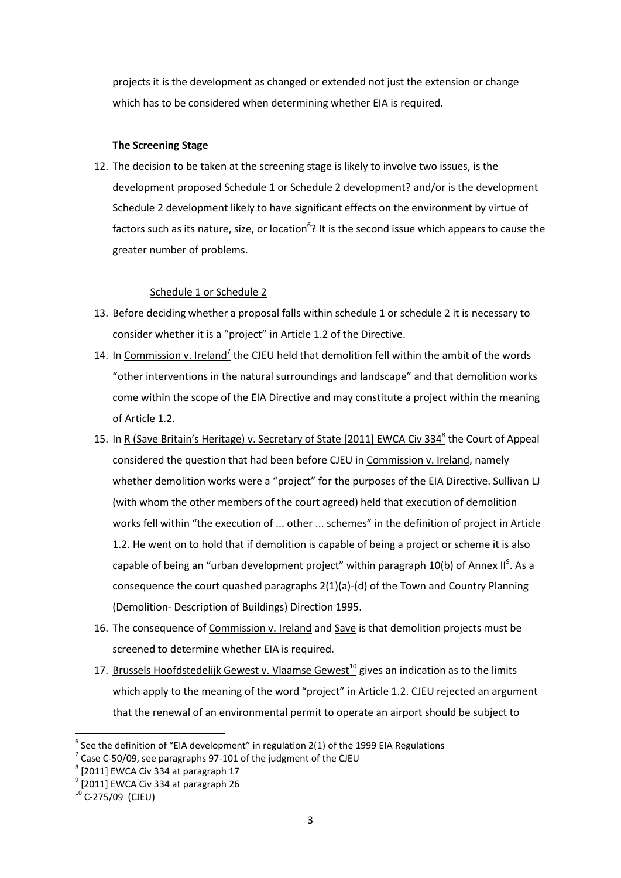projects it is the development as changed or extended not just the extension or change which has to be considered when determining whether EIA is required.

**The Screening Stage**

12. The decision to be taken at the screening stage is likely to involve two issues, is the development proposed Schedule 1 or Schedule 2 development? and/or is the development Schedule 2 development likely to have significant effects on the environment by virtue of factors such as its nature, size, or location[6]? It is the second issue which appears to cause the greater number of problems.

Schedule 1 or Schedule 2

13. Before deciding whether a proposal falls within schedule 1 or schedule 2 it is necessary to consider whether it is a "project" in Article 1.2 of the Directive.
14. In Commission v. Ireland[7] the CJEU held that demolition fell within the ambit of the words "other interventions in the natural surroundings and landscape" and that demolition works come within the scope of the EIA Directive and may constitute a project within the meaning of Article 1.2.
15. In R (Save Britain's Heritage) v. Secretary of State [2011] EWCA Civ 334[8] the Court of Appeal considered the question that had been before CJEU in Commission v. Ireland, namely whether demolition works were a "project" for the purposes of the EIA Directive. Sullivan LJ (with whom the other members of the court agreed) held that execution of demolition works fell within "the execution of ... other ... schemes" in the definition of project in Article 1.2. He went on to hold that if demolition is capable of being a project or scheme it is also capable of being an "urban development project" within paragraph 10(b) of Annex II[9]. As a consequence the court quashed paragraphs 2(1)(a)-(d) of the Town and Country Planning (Demolition- Description of Buildings) Direction 1995.
16. The consequence of Commission v. Ireland and Save is that demolition projects must be screened to determine whether EIA is required.
17. Brussels Hoofdstedelijk Gewest v. Vlaamse Gewest[10] gives an indication as to the limits which apply to the meaning of the word "project" in Article 1.2. CJEU rejected an argument that the renewal of an environmental permit to operate an airport should be subject to

---

[6] See the definition of "EIA development" in regulation 2(1) of the 1999 EIA Regulations

[7] Case C-50/09, see paragraphs 97-101 of the judgment of the CJEU

[8] [2011] EWCA Civ 334 at paragraph 17

[9] [2011] EWCA Civ 334 at paragraph 26

[10] C-275/09 (CJEU)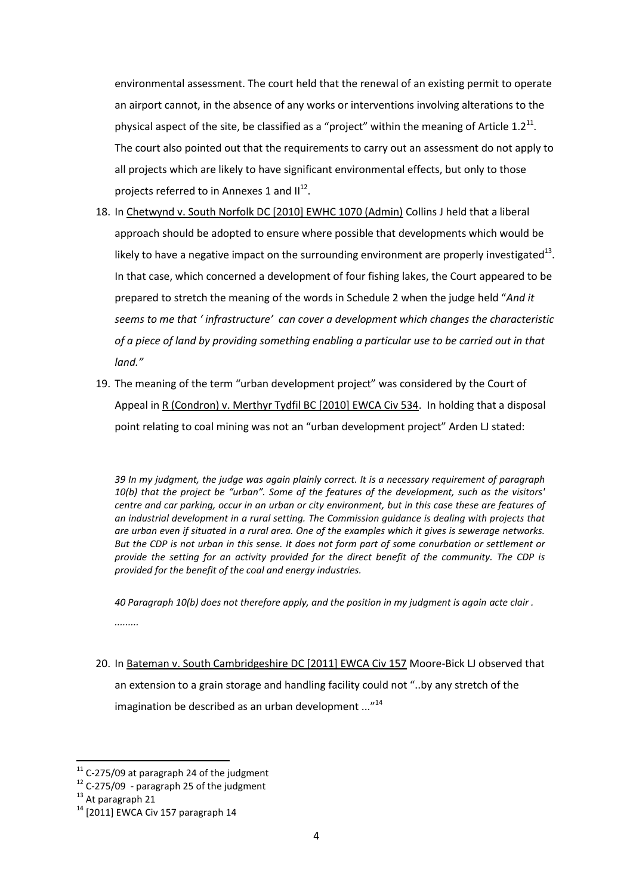environmental assessment. The court held that the renewal of an existing permit to operate an airport cannot, in the absence of any works or interventions involving alterations to the physical aspect of the site, be classified as a "project" within the meaning of Article 1.2[11]. The court also pointed out that the requirements to carry out an assessment do not apply to all projects which are likely to have significant environmental effects, but only to those projects referred to in Annexes 1 and II[12].

18. In Chetwynd v. South Norfolk DC [2010] EWHC 1070 (Admin) Collins J held that a liberal approach should be adopted to ensure where possible that developments which would be likely to have a negative impact on the surrounding environment are properly investigated[13]. In that case, which concerned a development of four fishing lakes, the Court appeared to be prepared to stretch the meaning of the words in Schedule 2 when the judge held "*And it seems to me that ' infrastructure' can cover a development which changes the characteristic of a piece of land by providing something enabling a particular use to be carried out in that land.*"

19. The meaning of the term "urban development project" was considered by the Court of Appeal in R (Condron) v. Merthyr Tydfil BC [2010] EWCA Civ 534. In holding that a disposal point relating to coal mining was not an "urban development project" Arden LJ stated:

> *39 In my judgment, the judge was again plainly correct. It is a necessary requirement of paragraph 10(b) that the project be "urban". Some of the features of the development, such as the visitors' centre and car parking, occur in an urban or city environment, but in this case these are features of an industrial development in a rural setting. The Commission guidance is dealing with projects that are urban even if situated in a rural area. One of the examples which it gives is sewerage networks. But the CDP is not urban in this sense. It does not form part of some conurbation or settlement or provide the setting for an activity provided for the direct benefit of the community. The CDP is provided for the benefit of the coal and energy industries.*
>
> *40 Paragraph 10(b) does not therefore apply, and the position in my judgment is again acte clair .*
>
> *.........*

20. In Bateman v. South Cambridgeshire DC [2011] EWCA Civ 157 Moore-Bick LJ observed that an extension to a grain storage and handling facility could not "..by any stretch of the imagination be described as an urban development ..."[14]

---

[11] C-275/09 at paragraph 24 of the judgment

[12] C-275/09 - paragraph 25 of the judgment

[13] At paragraph 21

[14] [2011] EWCA Civ 157 paragraph 14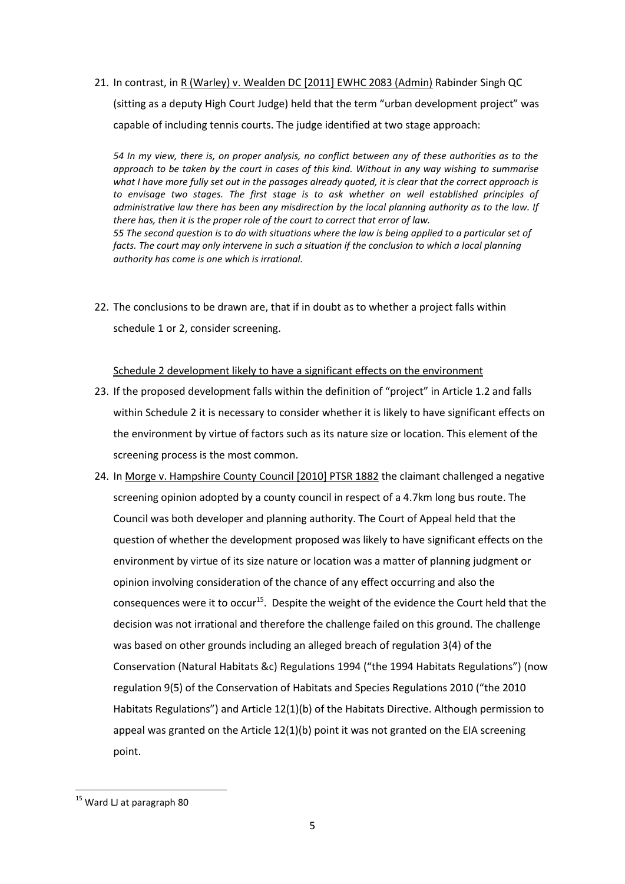21. In contrast, in R (Warley) v. Wealden DC [2011] EWHC 2083 (Admin) Rabinder Singh QC (sitting as a deputy High Court Judge) held that the term "urban development project" was capable of including tennis courts. The judge identified at two stage approach:

> *54 In my view, there is, on proper analysis, no conflict between any of these authorities as to the approach to be taken by the court in cases of this kind. Without in any way wishing to summarise what I have more fully set out in the passages already quoted, it is clear that the correct approach is to envisage two stages. The first stage is to ask whether on well established principles of administrative law there has been any misdirection by the local planning authority as to the law. If there has, then it is the proper role of the court to correct that error of law.*
> *55 The second question is to do with situations where the law is being applied to a particular set of facts. The court may only intervene in such a situation if the conclusion to which a local planning authority has come is one which is irrational.*

22. The conclusions to be drawn are, that if in doubt as to whether a project falls within schedule 1 or 2, consider screening.

Schedule 2 development likely to have a significant effects on the environment

23. If the proposed development falls within the definition of "project" in Article 1.2 and falls within Schedule 2 it is necessary to consider whether it is likely to have significant effects on the environment by virtue of factors such as its nature size or location. This element of the screening process is the most common.

24. In Morge v. Hampshire County Council [2010] PTSR 1882 the claimant challenged a negative screening opinion adopted by a county council in respect of a 4.7km long bus route. The Council was both developer and planning authority. The Court of Appeal held that the question of whether the development proposed was likely to have significant effects on the environment by virtue of its size nature or location was a matter of planning judgment or opinion involving consideration of the chance of any effect occurring and also the consequences were it to occur[15]. Despite the weight of the evidence the Court held that the decision was not irrational and therefore the challenge failed on this ground. The challenge was based on other grounds including an alleged breach of regulation 3(4) of the Conservation (Natural Habitats &c) Regulations 1994 ("the 1994 Habitats Regulations") (now regulation 9(5) of the Conservation of Habitats and Species Regulations 2010 ("the 2010 Habitats Regulations") and Article 12(1)(b) of the Habitats Directive. Although permission to appeal was granted on the Article 12(1)(b) point it was not granted on the EIA screening point.

---

[15] Ward LJ at paragraph 80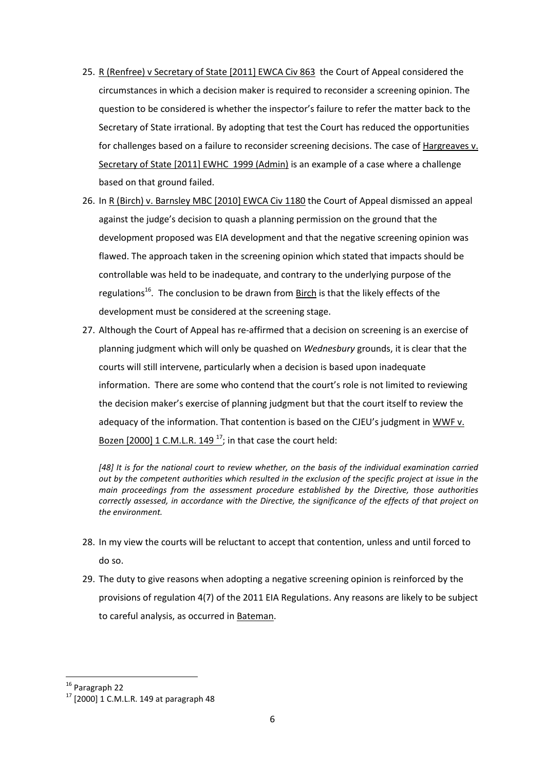25. R (Renfree) v Secretary of State [2011] EWCA Civ 863 the Court of Appeal considered the circumstances in which a decision maker is required to reconsider a screening opinion. The question to be considered is whether the inspector's failure to refer the matter back to the Secretary of State irrational. By adopting that test the Court has reduced the opportunities for challenges based on a failure to reconsider screening decisions. The case of Hargreaves v. Secretary of State [2011] EWHC 1999 (Admin) is an example of a case where a challenge based on that ground failed.

26. In R (Birch) v. Barnsley MBC [2010] EWCA Civ 1180 the Court of Appeal dismissed an appeal against the judge's decision to quash a planning permission on the ground that the development proposed was EIA development and that the negative screening opinion was flawed. The approach taken in the screening opinion which stated that impacts should be controllable was held to be inadequate, and contrary to the underlying purpose of the regulations[16]. The conclusion to be drawn from Birch is that the likely effects of the development must be considered at the screening stage.

27. Although the Court of Appeal has re-affirmed that a decision on screening is an exercise of planning judgment which will only be quashed on *Wednesbury* grounds, it is clear that the courts will still intervene, particularly when a decision is based upon inadequate information. There are some who contend that the court's role is not limited to reviewing the decision maker's exercise of planning judgment but that the court itself to review the adequacy of the information. That contention is based on the CJEU's judgment in WWF v. Bozen [2000] 1 C.M.L.R. 149 [17]; in that case the court held:

    *[48] It is for the national court to review whether, on the basis of the individual examination carried out by the competent authorities which resulted in the exclusion of the specific project at issue in the main proceedings from the assessment procedure established by the Directive, those authorities correctly assessed, in accordance with the Directive, the significance of the effects of that project on the environment.*

28. In my view the courts will be reluctant to accept that contention, unless and until forced to do so.

29. The duty to give reasons when adopting a negative screening opinion is reinforced by the provisions of regulation 4(7) of the 2011 EIA Regulations. Any reasons are likely to be subject to careful analysis, as occurred in Bateman.

---

[16] Paragraph 22

[17] [2000] 1 C.M.L.R. 149 at paragraph 48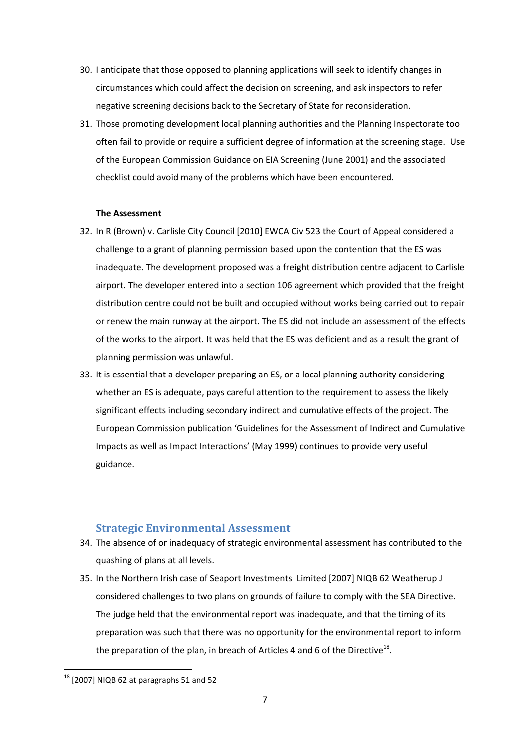30. I anticipate that those opposed to planning applications will seek to identify changes in circumstances which could affect the decision on screening, and ask inspectors to refer negative screening decisions back to the Secretary of State for reconsideration.
31. Those promoting development local planning authorities and the Planning Inspectorate too often fail to provide or require a sufficient degree of information at the screening stage. Use of the European Commission Guidance on EIA Screening (June 2001) and the associated checklist could avoid many of the problems which have been encountered.

**The Assessment**

32. In R (Brown) v. Carlisle City Council [2010] EWCA Civ 523 the Court of Appeal considered a challenge to a grant of planning permission based upon the contention that the ES was inadequate. The development proposed was a freight distribution centre adjacent to Carlisle airport. The developer entered into a section 106 agreement which provided that the freight distribution centre could not be built and occupied without works being carried out to repair or renew the main runway at the airport. The ES did not include an assessment of the effects of the works to the airport. It was held that the ES was deficient and as a result the grant of planning permission was unlawful.
33. It is essential that a developer preparing an ES, or a local planning authority considering whether an ES is adequate, pays careful attention to the requirement to assess the likely significant effects including secondary indirect and cumulative effects of the project. The European Commission publication 'Guidelines for the Assessment of Indirect and Cumulative Impacts as well as Impact Interactions' (May 1999) continues to provide very useful guidance.

## Strategic Environmental Assessment

34. The absence of or inadequacy of strategic environmental assessment has contributed to the quashing of plans at all levels.
35. In the Northern Irish case of Seaport Investments Limited [2007] NIQB 62 Weatherup J considered challenges to two plans on grounds of failure to comply with the SEA Directive. The judge held that the environmental report was inadequate, and that the timing of its preparation was such that there was no opportunity for the environmental report to inform the preparation of the plan, in breach of Articles 4 and 6 of the Directive[18].

[18] [2007] NIQB 62 at paragraphs 51 and 52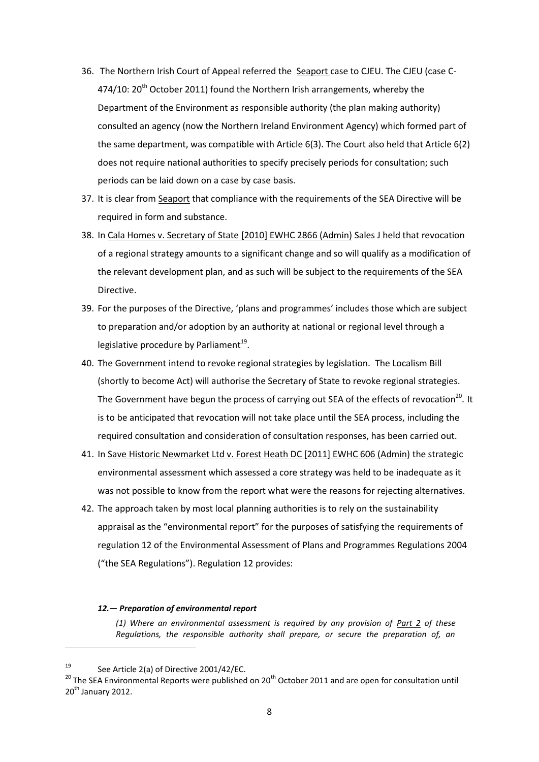36. The Northern Irish Court of Appeal referred the Seaport case to CJEU. The CJEU (case C-474/10: 20th October 2011) found the Northern Irish arrangements, whereby the Department of the Environment as responsible authority (the plan making authority) consulted an agency (now the Northern Ireland Environment Agency) which formed part of the same department, was compatible with Article 6(3). The Court also held that Article 6(2) does not require national authorities to specify precisely periods for consultation; such periods can be laid down on a case by case basis.
37. It is clear from Seaport that compliance with the requirements of the SEA Directive will be required in form and substance.
38. In Cala Homes v. Secretary of State [2010] EWHC 2866 (Admin) Sales J held that revocation of a regional strategy amounts to a significant change and so will qualify as a modification of the relevant development plan, and as such will be subject to the requirements of the SEA Directive.
39. For the purposes of the Directive, 'plans and programmes' includes those which are subject to preparation and/or adoption by an authority at national or regional level through a legislative procedure by Parliament[19].
40. The Government intend to revoke regional strategies by legislation. The Localism Bill (shortly to become Act) will authorise the Secretary of State to revoke regional strategies. The Government have begun the process of carrying out SEA of the effects of revocation[20]. It is to be anticipated that revocation will not take place until the SEA process, including the required consultation and consideration of consultation responses, has been carried out.
41. In Save Historic Newmarket Ltd v. Forest Heath DC [2011] EWHC 606 (Admin) the strategic environmental assessment which assessed a core strategy was held to be inadequate as it was not possible to know from the report what were the reasons for rejecting alternatives.
42. The approach taken by most local planning authorities is to rely on the sustainability appraisal as the "environmental report" for the purposes of satisfying the requirements of regulation 12 of the Environmental Assessment of Plans and Programmes Regulations 2004 ("the SEA Regulations"). Regulation 12 provides:

> ***12.— Preparation of environmental report***
>
> *(1) Where an environmental assessment is required by any provision of Part 2 of these Regulations, the responsible authority shall prepare, or secure the preparation of, an*

---

[19] See Article 2(a) of Directive 2001/42/EC.

[20] The SEA Environmental Reports were published on 20th October 2011 and are open for consultation until 20th January 2012.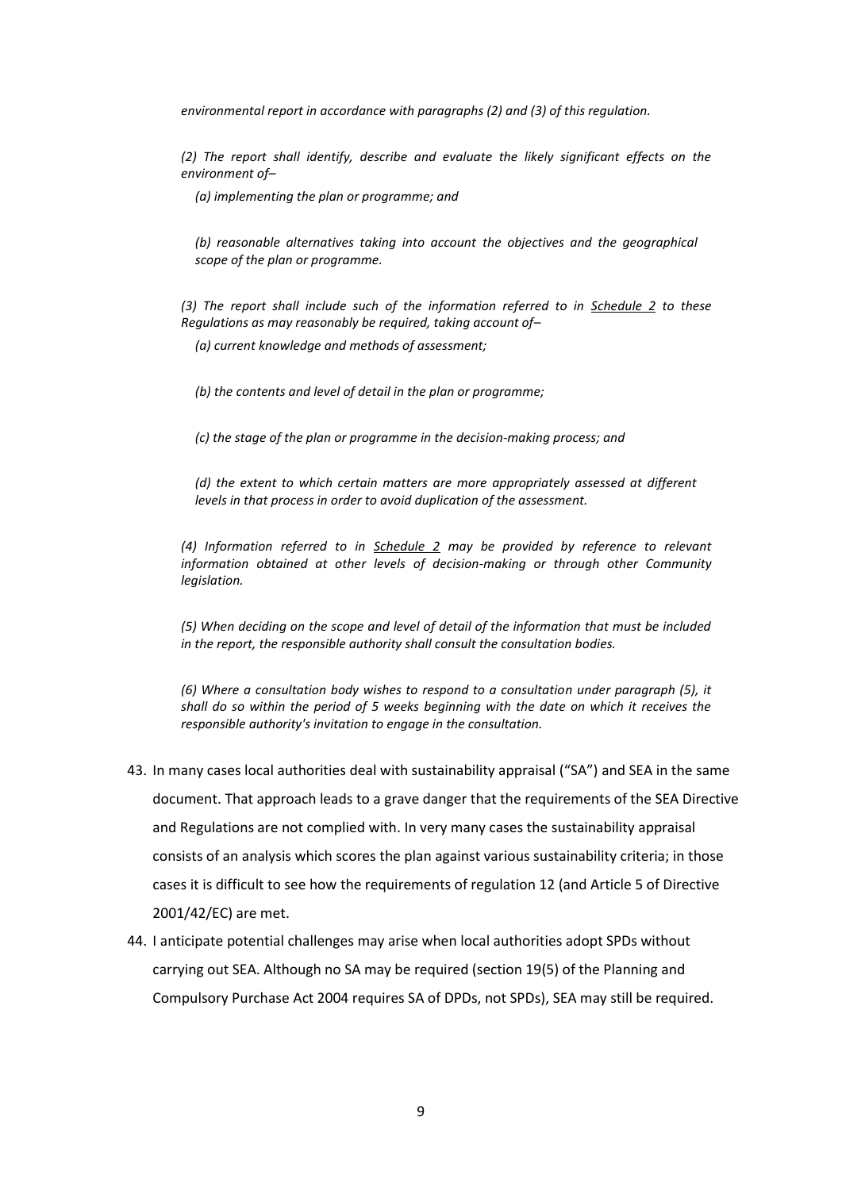*environmental report in accordance with paragraphs (2) and (3) of this regulation.*

*(2) The report shall identify, describe and evaluate the likely significant effects on the environment of–*

*(a) implementing the plan or programme; and*

*(b) reasonable alternatives taking into account the objectives and the geographical scope of the plan or programme.*

*(3) The report shall include such of the information referred to in Schedule 2 to these Regulations as may reasonably be required, taking account of–*

*(a) current knowledge and methods of assessment;*

*(b) the contents and level of detail in the plan or programme;*

*(c) the stage of the plan or programme in the decision-making process; and*

*(d) the extent to which certain matters are more appropriately assessed at different levels in that process in order to avoid duplication of the assessment.*

*(4) Information referred to in Schedule 2 may be provided by reference to relevant information obtained at other levels of decision-making or through other Community legislation.*

*(5) When deciding on the scope and level of detail of the information that must be included in the report, the responsible authority shall consult the consultation bodies.*

*(6) Where a consultation body wishes to respond to a consultation under paragraph (5), it shall do so within the period of 5 weeks beginning with the date on which it receives the responsible authority's invitation to engage in the consultation.*

43. In many cases local authorities deal with sustainability appraisal ("SA") and SEA in the same document. That approach leads to a grave danger that the requirements of the SEA Directive and Regulations are not complied with. In very many cases the sustainability appraisal consists of an analysis which scores the plan against various sustainability criteria; in those cases it is difficult to see how the requirements of regulation 12 (and Article 5 of Directive 2001/42/EC) are met.

44. I anticipate potential challenges may arise when local authorities adopt SPDs without carrying out SEA. Although no SA may be required (section 19(5) of the Planning and Compulsory Purchase Act 2004 requires SA of DPDs, not SPDs), SEA may still be required.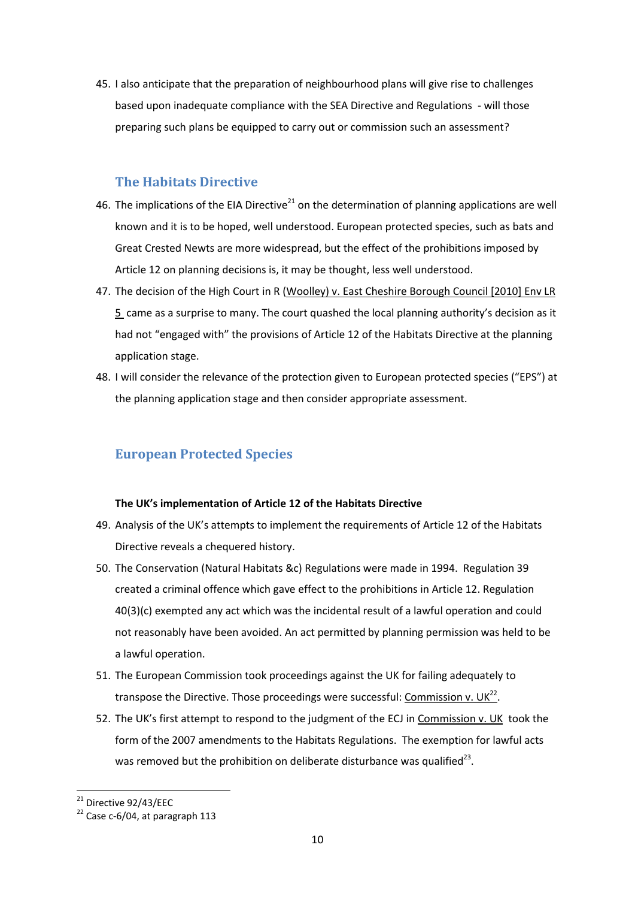45. I also anticipate that the preparation of neighbourhood plans will give rise to challenges based upon inadequate compliance with the SEA Directive and Regulations - will those preparing such plans be equipped to carry out or commission such an assessment?

## The Habitats Directive

46. The implications of the EIA Directive[21] on the determination of planning applications are well known and it is to be hoped, well understood. European protected species, such as bats and Great Crested Newts are more widespread, but the effect of the prohibitions imposed by Article 12 on planning decisions is, it may be thought, less well understood.
47. The decision of the High Court in R (Woolley) v. East Cheshire Borough Council [2010] Env LR 5 came as a surprise to many. The court quashed the local planning authority's decision as it had not "engaged with" the provisions of Article 12 of the Habitats Directive at the planning application stage.
48. I will consider the relevance of the protection given to European protected species ("EPS") at the planning application stage and then consider appropriate assessment.

## European Protected Species

**The UK's implementation of Article 12 of the Habitats Directive**

49. Analysis of the UK's attempts to implement the requirements of Article 12 of the Habitats Directive reveals a chequered history.
50. The Conservation (Natural Habitats &c) Regulations were made in 1994. Regulation 39 created a criminal offence which gave effect to the prohibitions in Article 12. Regulation 40(3)(c) exempted any act which was the incidental result of a lawful operation and could not reasonably have been avoided. An act permitted by planning permission was held to be a lawful operation.
51. The European Commission took proceedings against the UK for failing adequately to transpose the Directive. Those proceedings were successful: Commission v. UK[22].
52. The UK's first attempt to respond to the judgment of the ECJ in Commission v. UK took the form of the 2007 amendments to the Habitats Regulations. The exemption for lawful acts was removed but the prohibition on deliberate disturbance was qualified[23].

[21] Directive 92/43/EEC

[22] Case c-6/04, at paragraph 113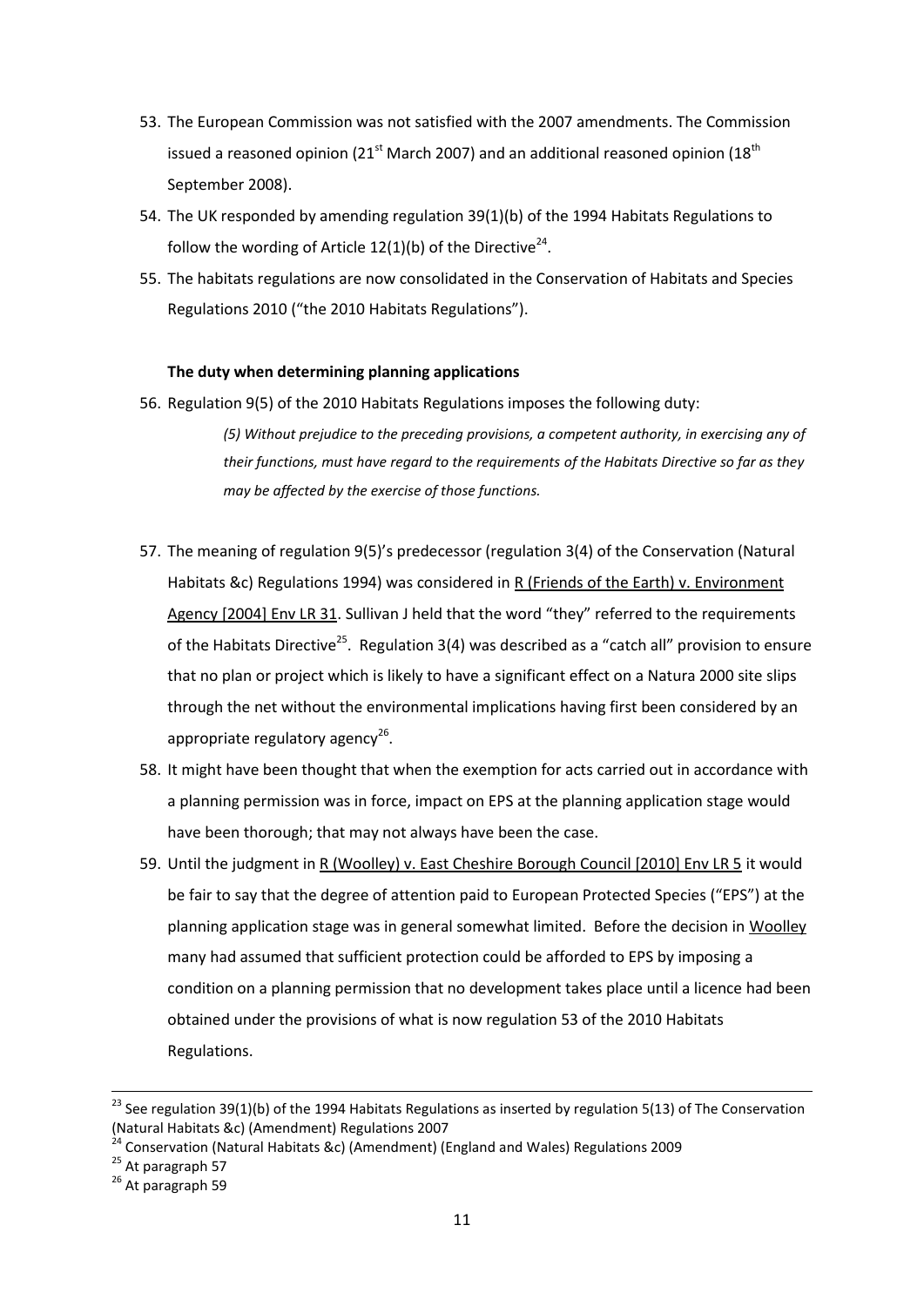53. The European Commission was not satisfied with the 2007 amendments. The Commission issued a reasoned opinion (21st March 2007) and an additional reasoned opinion (18th September 2008).

54. The UK responded by amending regulation 39(1)(b) of the 1994 Habitats Regulations to follow the wording of Article 12(1)(b) of the Directive[24].

55. The habitats regulations are now consolidated in the Conservation of Habitats and Species Regulations 2010 ("the 2010 Habitats Regulations").

**The duty when determining planning applications**

56. Regulation 9(5) of the 2010 Habitats Regulations imposes the following duty:

    *(5) Without prejudice to the preceding provisions, a competent authority, in exercising any of their functions, must have regard to the requirements of the Habitats Directive so far as they may be affected by the exercise of those functions.*

57. The meaning of regulation 9(5)'s predecessor (regulation 3(4) of the Conservation (Natural Habitats &c) Regulations 1994) was considered in R (Friends of the Earth) v. Environment Agency [2004] Env LR 31. Sullivan J held that the word "they" referred to the requirements of the Habitats Directive[25]. Regulation 3(4) was described as a "catch all" provision to ensure that no plan or project which is likely to have a significant effect on a Natura 2000 site slips through the net without the environmental implications having first been considered by an appropriate regulatory agency[26].

58. It might have been thought that when the exemption for acts carried out in accordance with a planning permission was in force, impact on EPS at the planning application stage would have been thorough; that may not always have been the case.

59. Until the judgment in R (Woolley) v. East Cheshire Borough Council [2010] Env LR 5 it would be fair to say that the degree of attention paid to European Protected Species ("EPS") at the planning application stage was in general somewhat limited. Before the decision in Woolley many had assumed that sufficient protection could be afforded to EPS by imposing a condition on a planning permission that no development takes place until a licence had been obtained under the provisions of what is now regulation 53 of the 2010 Habitats Regulations.

---

[23] See regulation 39(1)(b) of the 1994 Habitats Regulations as inserted by regulation 5(13) of The Conservation (Natural Habitats &c) (Amendment) Regulations 2007

[24] Conservation (Natural Habitats &c) (Amendment) (England and Wales) Regulations 2009

[25] At paragraph 57

[26] At paragraph 59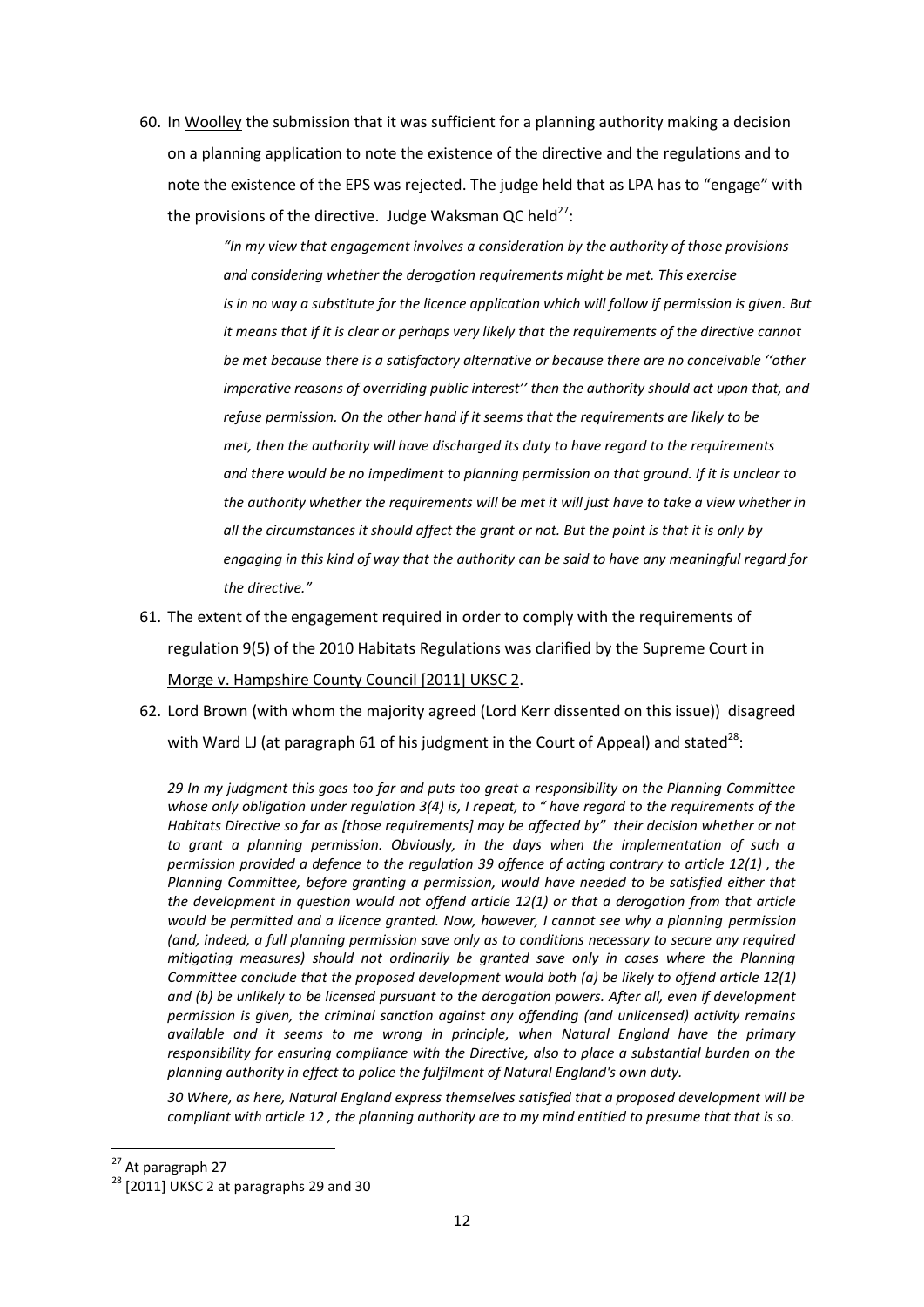60. In Woolley the submission that it was sufficient for a planning authority making a decision on a planning application to note the existence of the directive and the regulations and to note the existence of the EPS was rejected. The judge held that as LPA has to "engage" with the provisions of the directive. Judge Waksman QC held[27]:

> *"In my view that engagement involves a consideration by the authority of those provisions and considering whether the derogation requirements might be met. This exercise is in no way a substitute for the licence application which will follow if permission is given. But it means that if it is clear or perhaps very likely that the requirements of the directive cannot be met because there is a satisfactory alternative or because there are no conceivable ''other imperative reasons of overriding public interest'' then the authority should act upon that, and refuse permission. On the other hand if it seems that the requirements are likely to be met, then the authority will have discharged its duty to have regard to the requirements and there would be no impediment to planning permission on that ground. If it is unclear to the authority whether the requirements will be met it will just have to take a view whether in all the circumstances it should affect the grant or not. But the point is that it is only by engaging in this kind of way that the authority can be said to have any meaningful regard for the directive."*

61. The extent of the engagement required in order to comply with the requirements of regulation 9(5) of the 2010 Habitats Regulations was clarified by the Supreme Court in Morge v. Hampshire County Council [2011] UKSC 2.

62. Lord Brown (with whom the majority agreed (Lord Kerr dissented on this issue)) disagreed with Ward LJ (at paragraph 61 of his judgment in the Court of Appeal) and stated[28]:

> *29 In my judgment this goes too far and puts too great a responsibility on the Planning Committee whose only obligation under regulation 3(4) is, I repeat, to " have regard to the requirements of the Habitats Directive so far as [those requirements] may be affected by" their decision whether or not to grant a planning permission. Obviously, in the days when the implementation of such a permission provided a defence to the regulation 39 offence of acting contrary to article 12(1) , the Planning Committee, before granting a permission, would have needed to be satisfied either that the development in question would not offend article 12(1) or that a derogation from that article would be permitted and a licence granted. Now, however, I cannot see why a planning permission (and, indeed, a full planning permission save only as to conditions necessary to secure any required mitigating measures) should not ordinarily be granted save only in cases where the Planning Committee conclude that the proposed development would both (a) be likely to offend article 12(1) and (b) be unlikely to be licensed pursuant to the derogation powers. After all, even if development permission is given, the criminal sanction against any offending (and unlicensed) activity remains available and it seems to me wrong in principle, when Natural England have the primary responsibility for ensuring compliance with the Directive, also to place a substantial burden on the planning authority in effect to police the fulfilment of Natural England's own duty.*
>
> *30 Where, as here, Natural England express themselves satisfied that a proposed development will be compliant with article 12 , the planning authority are to my mind entitled to presume that that is so.*

---

[27] At paragraph 27

[28] [2011] UKSC 2 at paragraphs 29 and 30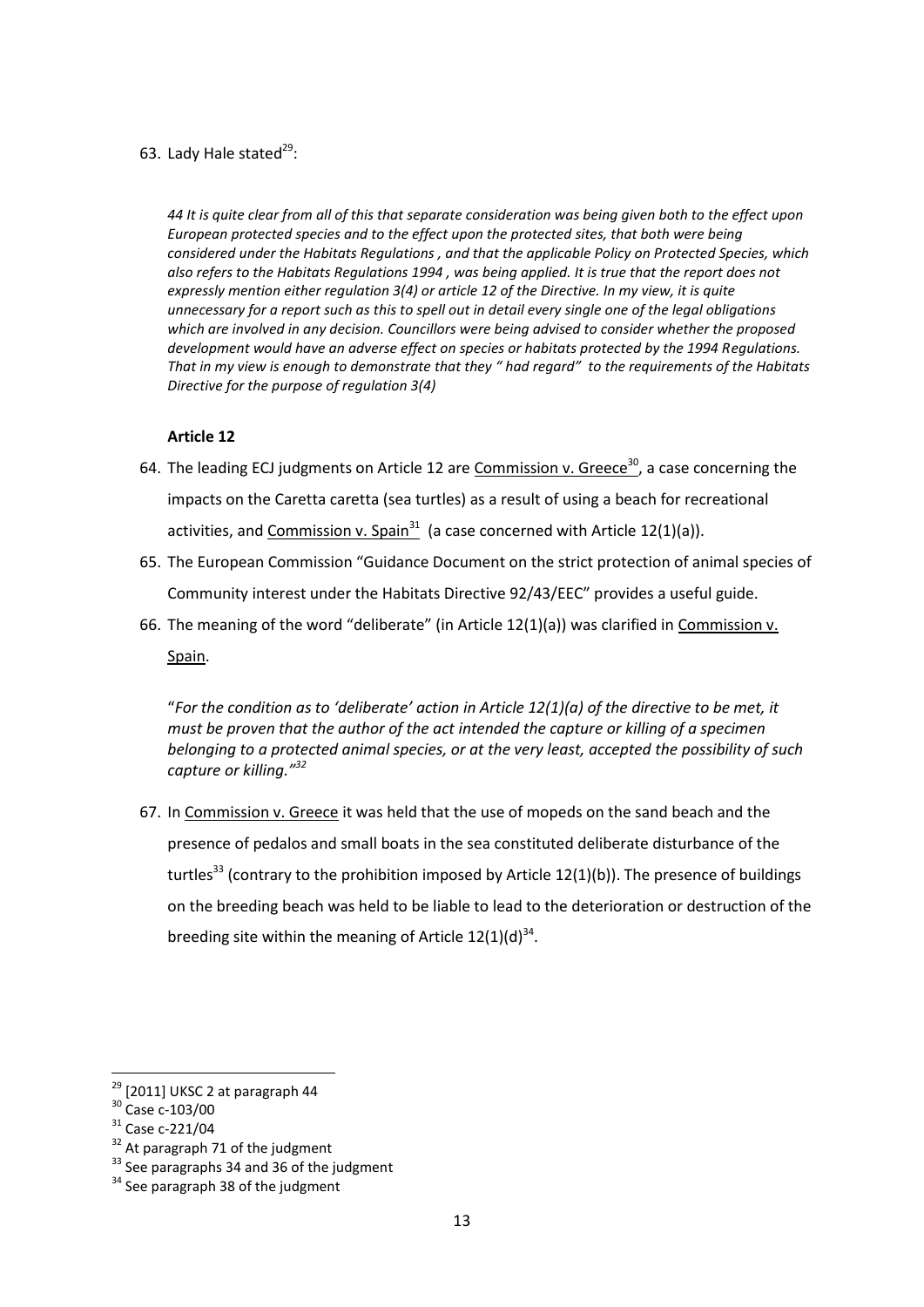63. Lady Hale stated[29]:

*44 It is quite clear from all of this that separate consideration was being given both to the effect upon European protected species and to the effect upon the protected sites, that both were being considered under the Habitats Regulations , and that the applicable Policy on Protected Species, which also refers to the Habitats Regulations 1994 , was being applied. It is true that the report does not expressly mention either regulation 3(4) or article 12 of the Directive. In my view, it is quite unnecessary for a report such as this to spell out in detail every single one of the legal obligations which are involved in any decision. Councillors were being advised to consider whether the proposed development would have an adverse effect on species or habitats protected by the 1994 Regulations. That in my view is enough to demonstrate that they " had regard" to the requirements of the Habitats Directive for the purpose of regulation 3(4)*

**Article 12**

64. The leading ECJ judgments on Article 12 are Commission v. Greece[30], a case concerning the impacts on the Caretta caretta (sea turtles) as a result of using a beach for recreational activities, and Commission v. Spain[31] (a case concerned with Article 12(1)(a)).
65. The European Commission "Guidance Document on the strict protection of animal species of Community interest under the Habitats Directive 92/43/EEC" provides a useful guide.
66. The meaning of the word "deliberate" (in Article 12(1)(a)) was clarified in Commission v. Spain.

"*For the condition as to 'deliberate' action in Article 12(1)(a) of the directive to be met, it must be proven that the author of the act intended the capture or killing of a specimen belonging to a protected animal species, or at the very least, accepted the possibility of such capture or killing."*[32]

67. In Commission v. Greece it was held that the use of mopeds on the sand beach and the presence of pedalos and small boats in the sea constituted deliberate disturbance of the turtles[33] (contrary to the prohibition imposed by Article 12(1)(b)). The presence of buildings on the breeding beach was held to be liable to lead to the deterioration or destruction of the breeding site within the meaning of Article 12(1)(d)[34].

---

[29] [2011] UKSC 2 at paragraph 44

[30] Case c-103/00

[31] Case c-221/04

[32] At paragraph 71 of the judgment

[33] See paragraphs 34 and 36 of the judgment

[34] See paragraph 38 of the judgment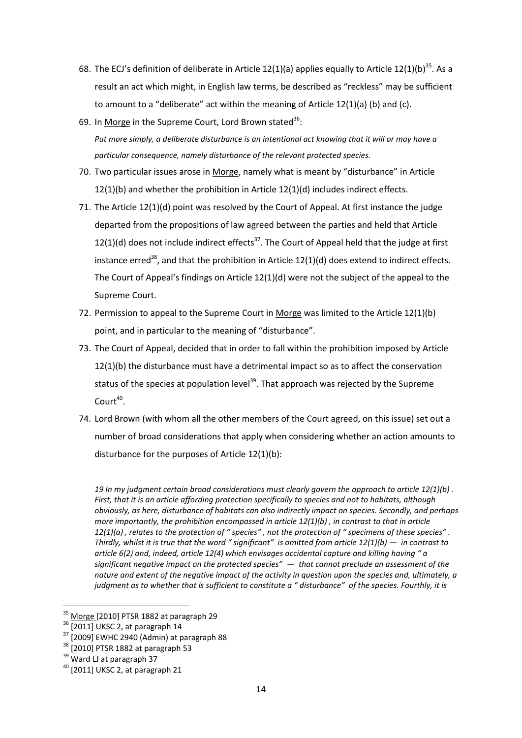68. The ECJ's definition of deliberate in Article 12(1)(a) applies equally to Article 12(1)(b)[35]. As a result an act which might, in English law terms, be described as "reckless" may be sufficient to amount to a "deliberate" act within the meaning of Article 12(1)(a) (b) and (c).

69. In Morge in the Supreme Court, Lord Brown stated[36]:

    *Put more simply, a deliberate disturbance is an intentional act knowing that it will or may have a particular consequence, namely disturbance of the relevant protected species.*

70. Two particular issues arose in Morge, namely what is meant by "disturbance" in Article 12(1)(b) and whether the prohibition in Article 12(1)(d) includes indirect effects.

71. The Article 12(1)(d) point was resolved by the Court of Appeal. At first instance the judge departed from the propositions of law agreed between the parties and held that Article 12(1)(d) does not include indirect effects[37]. The Court of Appeal held that the judge at first instance erred[38], and that the prohibition in Article 12(1)(d) does extend to indirect effects. The Court of Appeal's findings on Article 12(1)(d) were not the subject of the appeal to the Supreme Court.

72. Permission to appeal to the Supreme Court in Morge was limited to the Article 12(1)(b) point, and in particular to the meaning of "disturbance".

73. The Court of Appeal, decided that in order to fall within the prohibition imposed by Article 12(1)(b) the disturbance must have a detrimental impact so as to affect the conservation status of the species at population level[39]. That approach was rejected by the Supreme Court[40].

74. Lord Brown (with whom all the other members of the Court agreed, on this issue) set out a number of broad considerations that apply when considering whether an action amounts to disturbance for the purposes of Article 12(1)(b):

    *19 In my judgment certain broad considerations must clearly govern the approach to article 12(1)(b) . First, that it is an article affording protection specifically to species and not to habitats, although obviously, as here, disturbance of habitats can also indirectly impact on species. Secondly, and perhaps more importantly, the prohibition encompassed in article 12(1)(b) , in contrast to that in article 12(1)(a) , relates to the protection of " species" , not the protection of " specimens of these species" . Thirdly, whilst it is true that the word " significant" is omitted from article 12(1)(b) — in contrast to article 6(2) and, indeed, article 12(4) which envisages accidental capture and killing having " a significant negative impact on the protected species" — that cannot preclude an assessment of the nature and extent of the negative impact of the activity in question upon the species and, ultimately, a judgment as to whether that is sufficient to constitute a " disturbance" of the species. Fourthly, it is*

---

[35] Morge [2010] PTSR 1882 at paragraph 29

[36] [2011] UKSC 2, at paragraph 14

[37] [2009] EWHC 2940 (Admin) at paragraph 88

[38] [2010] PTSR 1882 at paragraph 53

[39] Ward LJ at paragraph 37

[40] [2011] UKSC 2, at paragraph 21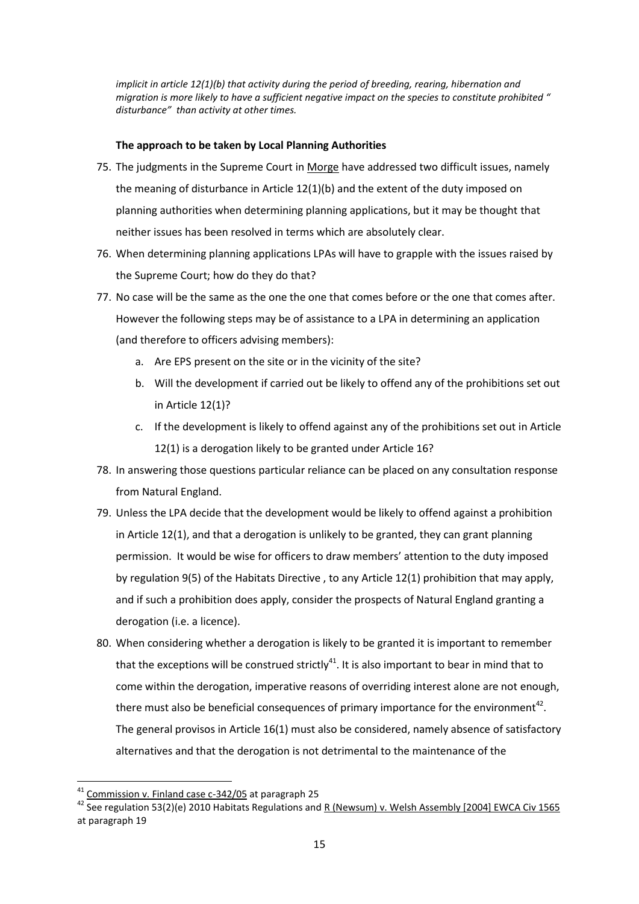*implicit in article 12(1)(b) that activity during the period of breeding, rearing, hibernation and migration is more likely to have a sufficient negative impact on the species to constitute prohibited " disturbance" than activity at other times.*

**The approach to be taken by Local Planning Authorities**

75. The judgments in the Supreme Court in Morge have addressed two difficult issues, namely the meaning of disturbance in Article 12(1)(b) and the extent of the duty imposed on planning authorities when determining planning applications, but it may be thought that neither issues has been resolved in terms which are absolutely clear.
76. When determining planning applications LPAs will have to grapple with the issues raised by the Supreme Court; how do they do that?
77. No case will be the same as the one the one that comes before or the one that comes after. However the following steps may be of assistance to a LPA in determining an application (and therefore to officers advising members):
    a. Are EPS present on the site or in the vicinity of the site?
    b. Will the development if carried out be likely to offend any of the prohibitions set out in Article 12(1)?
    c. If the development is likely to offend against any of the prohibitions set out in Article 12(1) is a derogation likely to be granted under Article 16?
78. In answering those questions particular reliance can be placed on any consultation response from Natural England.
79. Unless the LPA decide that the development would be likely to offend against a prohibition in Article 12(1), and that a derogation is unlikely to be granted, they can grant planning permission. It would be wise for officers to draw members' attention to the duty imposed by regulation 9(5) of the Habitats Directive , to any Article 12(1) prohibition that may apply, and if such a prohibition does apply, consider the prospects of Natural England granting a derogation (i.e. a licence).
80. When considering whether a derogation is likely to be granted it is important to remember that the exceptions will be construed strictly[41]. It is also important to bear in mind that to come within the derogation, imperative reasons of overriding interest alone are not enough, there must also be beneficial consequences of primary importance for the environment[42]. The general provisos in Article 16(1) must also be considered, namely absence of satisfactory alternatives and that the derogation is not detrimental to the maintenance of the

---

[41] Commission v. Finland case c-342/05 at paragraph 25

[42] See regulation 53(2)(e) 2010 Habitats Regulations and R (Newsum) v. Welsh Assembly [2004] EWCA Civ 1565 at paragraph 19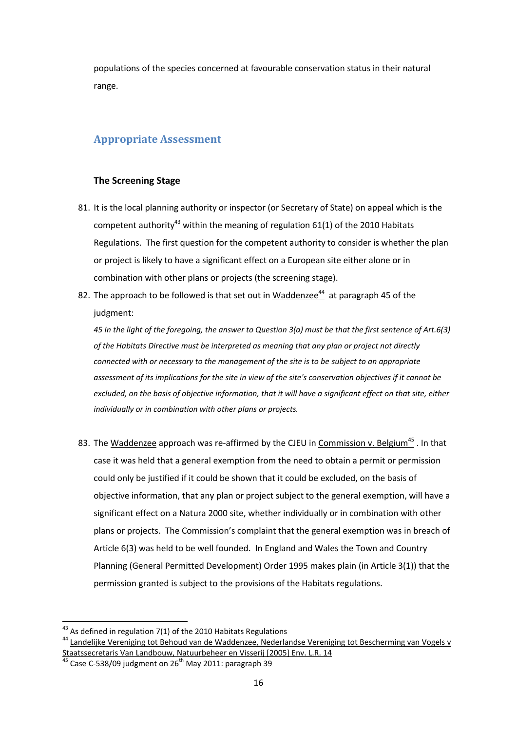populations of the species concerned at favourable conservation status in their natural range.

## Appropriate Assessment

### The Screening Stage

81. It is the local planning authority or inspector (or Secretary of State) on appeal which is the competent authority[43] within the meaning of regulation 61(1) of the 2010 Habitats Regulations. The first question for the competent authority to consider is whether the plan or project is likely to have a significant effect on a European site either alone or in combination with other plans or projects (the screening stage).

82. The approach to be followed is that set out in Waddenzee[44] at paragraph 45 of the judgment:

    *45 In the light of the foregoing, the answer to Question 3(a) must be that the first sentence of Art.6(3) of the Habitats Directive must be interpreted as meaning that any plan or project not directly connected with or necessary to the management of the site is to be subject to an appropriate assessment of its implications for the site in view of the site's conservation objectives if it cannot be excluded, on the basis of objective information, that it will have a significant effect on that site, either individually or in combination with other plans or projects.*

83. The Waddenzee approach was re-affirmed by the CJEU in Commission v. Belgium[45] . In that case it was held that a general exemption from the need to obtain a permit or permission could only be justified if it could be shown that it could be excluded, on the basis of objective information, that any plan or project subject to the general exemption, will have a significant effect on a Natura 2000 site, whether individually or in combination with other plans or projects. The Commission's complaint that the general exemption was in breach of Article 6(3) was held to be well founded. In England and Wales the Town and Country Planning (General Permitted Development) Order 1995 makes plain (in Article 3(1)) that the permission granted is subject to the provisions of the Habitats regulations.

---

[43] As defined in regulation 7(1) of the 2010 Habitats Regulations

[44] Landelijke Vereniging tot Behoud van de Waddenzee, Nederlandse Vereniging tot Bescherming van Vogels v Staatssecretaris Van Landbouw, Natuurbeheer en Visserij [2005] Env. L.R. 14

[45] Case C-538/09 judgment on 26th May 2011: paragraph 39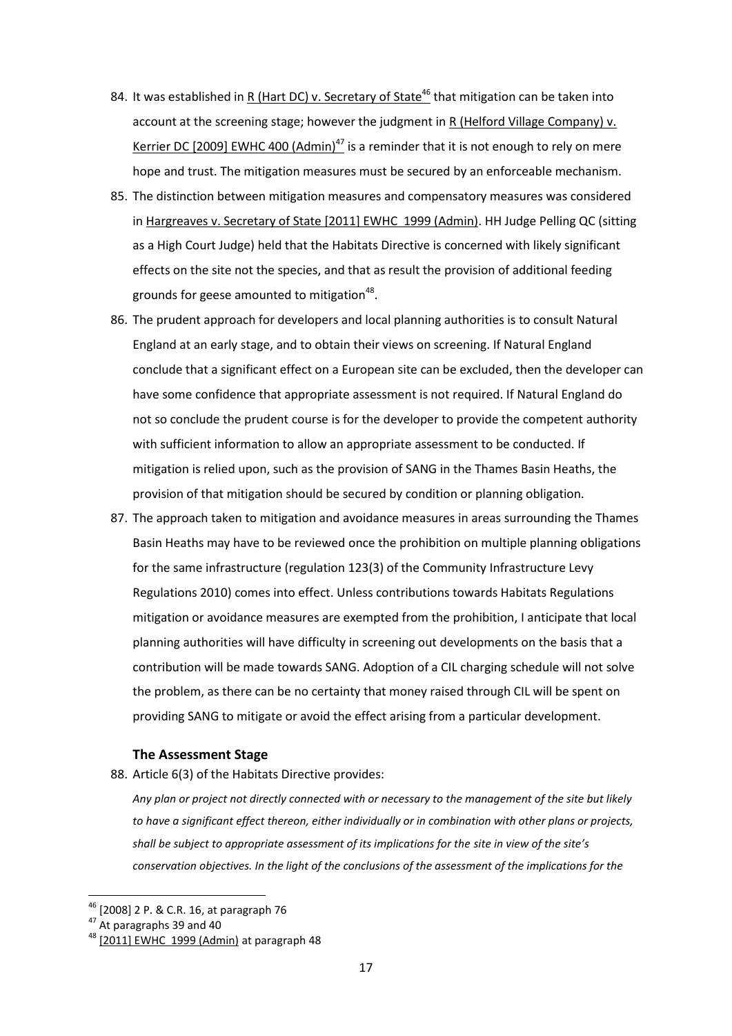84. It was established in R (Hart DC) v. Secretary of State[46] that mitigation can be taken into account at the screening stage; however the judgment in R (Helford Village Company) v. Kerrier DC [2009] EWHC 400 (Admin)[47] is a reminder that it is not enough to rely on mere hope and trust. The mitigation measures must be secured by an enforceable mechanism.

85. The distinction between mitigation measures and compensatory measures was considered in Hargreaves v. Secretary of State [2011] EWHC 1999 (Admin). HH Judge Pelling QC (sitting as a High Court Judge) held that the Habitats Directive is concerned with likely significant effects on the site not the species, and that as result the provision of additional feeding grounds for geese amounted to mitigation[48].

86. The prudent approach for developers and local planning authorities is to consult Natural England at an early stage, and to obtain their views on screening. If Natural England conclude that a significant effect on a European site can be excluded, then the developer can have some confidence that appropriate assessment is not required. If Natural England do not so conclude the prudent course is for the developer to provide the competent authority with sufficient information to allow an appropriate assessment to be conducted. If mitigation is relied upon, such as the provision of SANG in the Thames Basin Heaths, the provision of that mitigation should be secured by condition or planning obligation.

87. The approach taken to mitigation and avoidance measures in areas surrounding the Thames Basin Heaths may have to be reviewed once the prohibition on multiple planning obligations for the same infrastructure (regulation 123(3) of the Community Infrastructure Levy Regulations 2010) comes into effect. Unless contributions towards Habitats Regulations mitigation or avoidance measures are exempted from the prohibition, I anticipate that local planning authorities will have difficulty in screening out developments on the basis that a contribution will be made towards SANG. Adoption of a CIL charging schedule will not solve the problem, as there can be no certainty that money raised through CIL will be spent on providing SANG to mitigate or avoid the effect arising from a particular development.

### The Assessment Stage

88. Article 6(3) of the Habitats Directive provides:

*Any plan or project not directly connected with or necessary to the management of the site but likely to have a significant effect thereon, either individually or in combination with other plans or projects, shall be subject to appropriate assessment of its implications for the site in view of the site's conservation objectives. In the light of the conclusions of the assessment of the implications for the*

---

[46] [2008] 2 P. & C.R. 16, at paragraph 76

[47] At paragraphs 39 and 40

[48] [2011] EWHC 1999 (Admin) at paragraph 48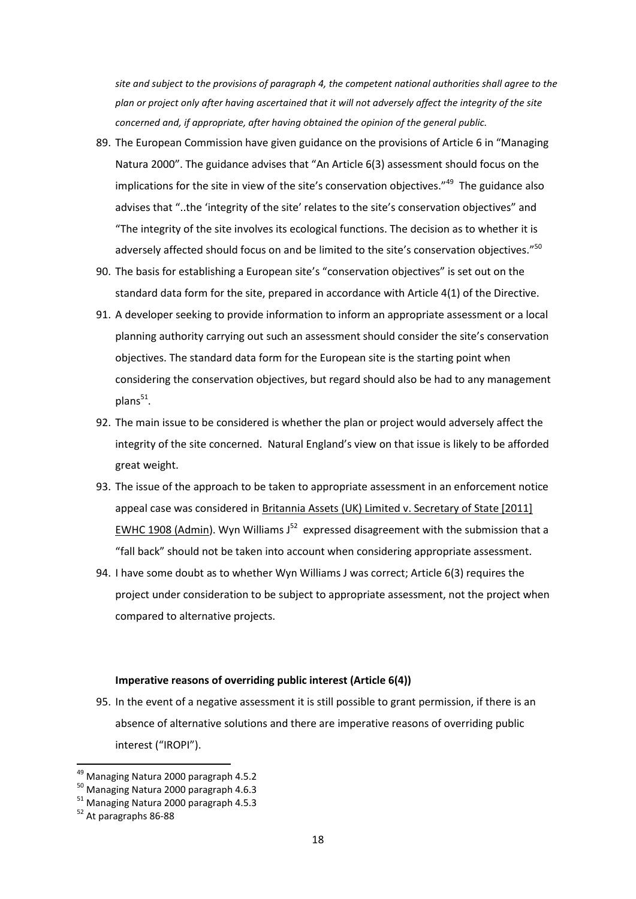*site and subject to the provisions of paragraph 4, the competent national authorities shall agree to the plan or project only after having ascertained that it will not adversely affect the integrity of the site concerned and, if appropriate, after having obtained the opinion of the general public.*

89. The European Commission have given guidance on the provisions of Article 6 in "Managing Natura 2000". The guidance advises that "An Article 6(3) assessment should focus on the implications for the site in view of the site's conservation objectives."[49] The guidance also advises that "..the 'integrity of the site' relates to the site's conservation objectives" and "The integrity of the site involves its ecological functions. The decision as to whether it is adversely affected should focus on and be limited to the site's conservation objectives."[50]
90. The basis for establishing a European site's "conservation objectives" is set out on the standard data form for the site, prepared in accordance with Article 4(1) of the Directive.
91. A developer seeking to provide information to inform an appropriate assessment or a local planning authority carrying out such an assessment should consider the site's conservation objectives. The standard data form for the European site is the starting point when considering the conservation objectives, but regard should also be had to any management plans[51].
92. The main issue to be considered is whether the plan or project would adversely affect the integrity of the site concerned. Natural England's view on that issue is likely to be afforded great weight.
93. The issue of the approach to be taken to appropriate assessment in an enforcement notice appeal case was considered in Britannia Assets (UK) Limited v. Secretary of State [2011] EWHC 1908 (Admin). Wyn Williams J[52] expressed disagreement with the submission that a "fall back" should not be taken into account when considering appropriate assessment.
94. I have some doubt as to whether Wyn Williams J was correct; Article 6(3) requires the project under consideration to be subject to appropriate assessment, not the project when compared to alternative projects.

**Imperative reasons of overriding public interest (Article 6(4))**

95. In the event of a negative assessment it is still possible to grant permission, if there is an absence of alternative solutions and there are imperative reasons of overriding public interest ("IROPI").

---

[49] Managing Natura 2000 paragraph 4.5.2

[50] Managing Natura 2000 paragraph 4.6.3

[51] Managing Natura 2000 paragraph 4.5.3

[52] At paragraphs 86-88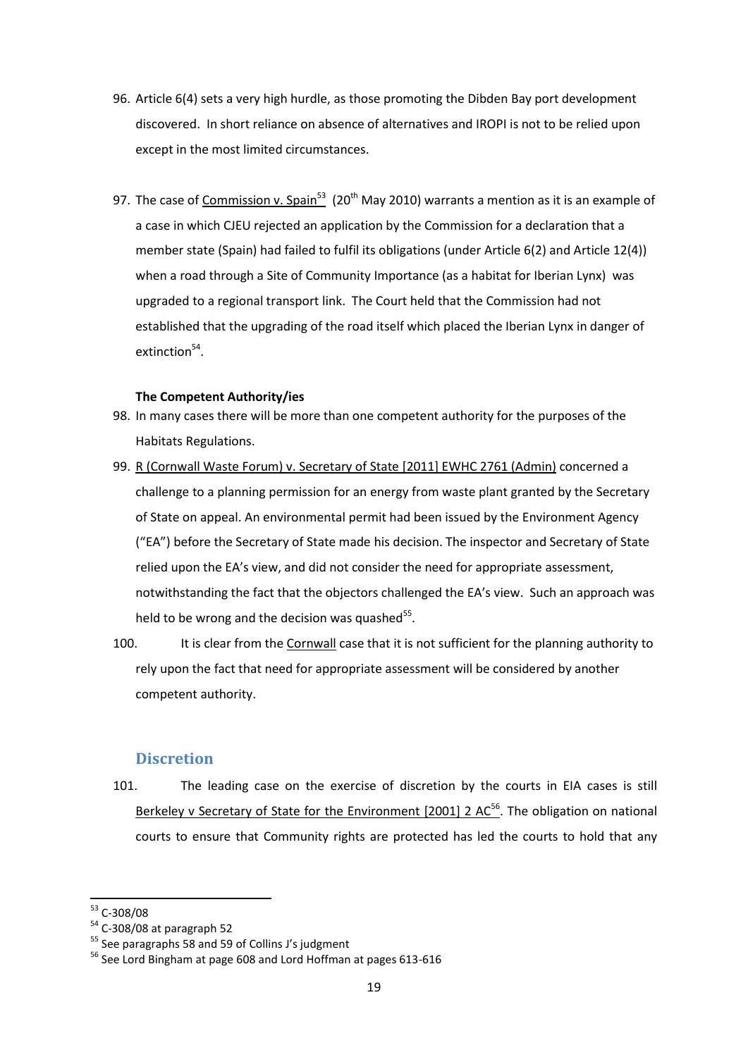96. Article 6(4) sets a very high hurdle, as those promoting the Dibden Bay port development discovered. In short reliance on absence of alternatives and IROPI is not to be relied upon except in the most limited circumstances.

97. The case of Commission v. Spain[53] (20th May 2010) warrants a mention as it is an example of a case in which CJEU rejected an application by the Commission for a declaration that a member state (Spain) had failed to fulfil its obligations (under Article 6(2) and Article 12(4)) when a road through a Site of Community Importance (as a habitat for Iberian Lynx) was upgraded to a regional transport link. The Court held that the Commission had not established that the upgrading of the road itself which placed the Iberian Lynx in danger of extinction[54].

**The Competent Authority/ies**

98. In many cases there will be more than one competent authority for the purposes of the Habitats Regulations.

99. R (Cornwall Waste Forum) v. Secretary of State [2011] EWHC 2761 (Admin) concerned a challenge to a planning permission for an energy from waste plant granted by the Secretary of State on appeal. An environmental permit had been issued by the Environment Agency ("EA") before the Secretary of State made his decision. The inspector and Secretary of State relied upon the EA's view, and did not consider the need for appropriate assessment, notwithstanding the fact that the objectors challenged the EA's view. Such an approach was held to be wrong and the decision was quashed[55].

100. It is clear from the Cornwall case that it is not sufficient for the planning authority to rely upon the fact that need for appropriate assessment will be considered by another competent authority.

## Discretion

101. The leading case on the exercise of discretion by the courts in EIA cases is still Berkeley v Secretary of State for the Environment [2001] 2 AC[56]. The obligation on national courts to ensure that Community rights are protected has led the courts to hold that any

---

[53] C-308/08

[54] C-308/08 at paragraph 52

[55] See paragraphs 58 and 59 of Collins J's judgment

[56] See Lord Bingham at page 608 and Lord Hoffman at pages 613-616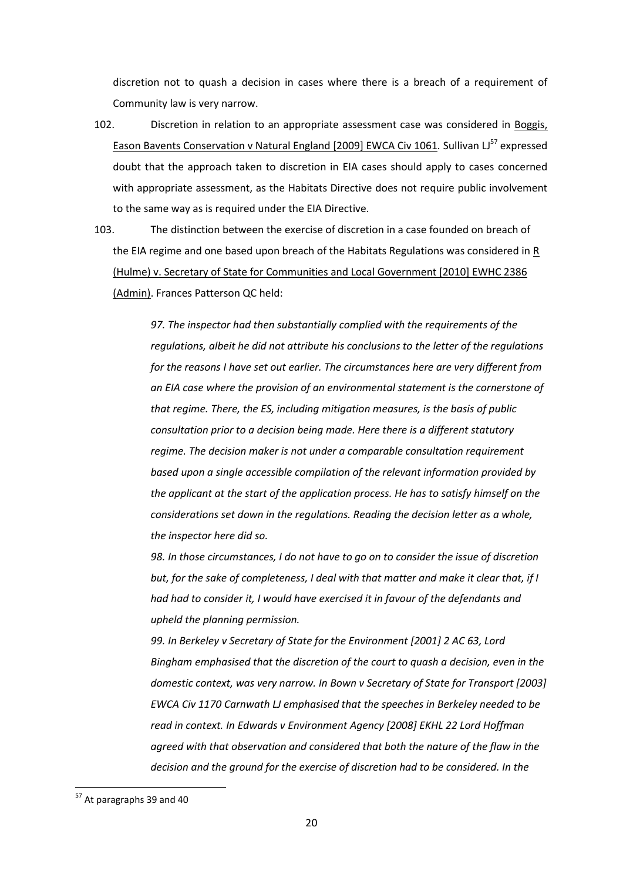discretion not to quash a decision in cases where there is a breach of a requirement of Community law is very narrow.

102. Discretion in relation to an appropriate assessment case was considered in Boggis, Eason Bavents Conservation v Natural England [2009] EWCA Civ 1061. Sullivan LJ[57] expressed doubt that the approach taken to discretion in EIA cases should apply to cases concerned with appropriate assessment, as the Habitats Directive does not require public involvement to the same way as is required under the EIA Directive.

103. The distinction between the exercise of discretion in a case founded on breach of the EIA regime and one based upon breach of the Habitats Regulations was considered in R (Hulme) v. Secretary of State for Communities and Local Government [2010] EWHC 2386 (Admin). Frances Patterson QC held:

> *97. The inspector had then substantially complied with the requirements of the regulations, albeit he did not attribute his conclusions to the letter of the regulations for the reasons I have set out earlier. The circumstances here are very different from an EIA case where the provision of an environmental statement is the cornerstone of that regime. There, the ES, including mitigation measures, is the basis of public consultation prior to a decision being made. Here there is a different statutory regime. The decision maker is not under a comparable consultation requirement based upon a single accessible compilation of the relevant information provided by the applicant at the start of the application process. He has to satisfy himself on the considerations set down in the regulations. Reading the decision letter as a whole, the inspector here did so.*
>
> *98. In those circumstances, I do not have to go on to consider the issue of discretion but, for the sake of completeness, I deal with that matter and make it clear that, if I had had to consider it, I would have exercised it in favour of the defendants and upheld the planning permission.*
>
> *99. In Berkeley v Secretary of State for the Environment [2001] 2 AC 63, Lord Bingham emphasised that the discretion of the court to quash a decision, even in the domestic context, was very narrow. In Bown v Secretary of State for Transport [2003] EWCA Civ 1170 Carnwath LJ emphasised that the speeches in Berkeley needed to be read in context. In Edwards v Environment Agency [2008] EKHL 22 Lord Hoffman agreed with that observation and considered that both the nature of the flaw in the decision and the ground for the exercise of discretion had to be considered. In the*

[57] At paragraphs 39 and 40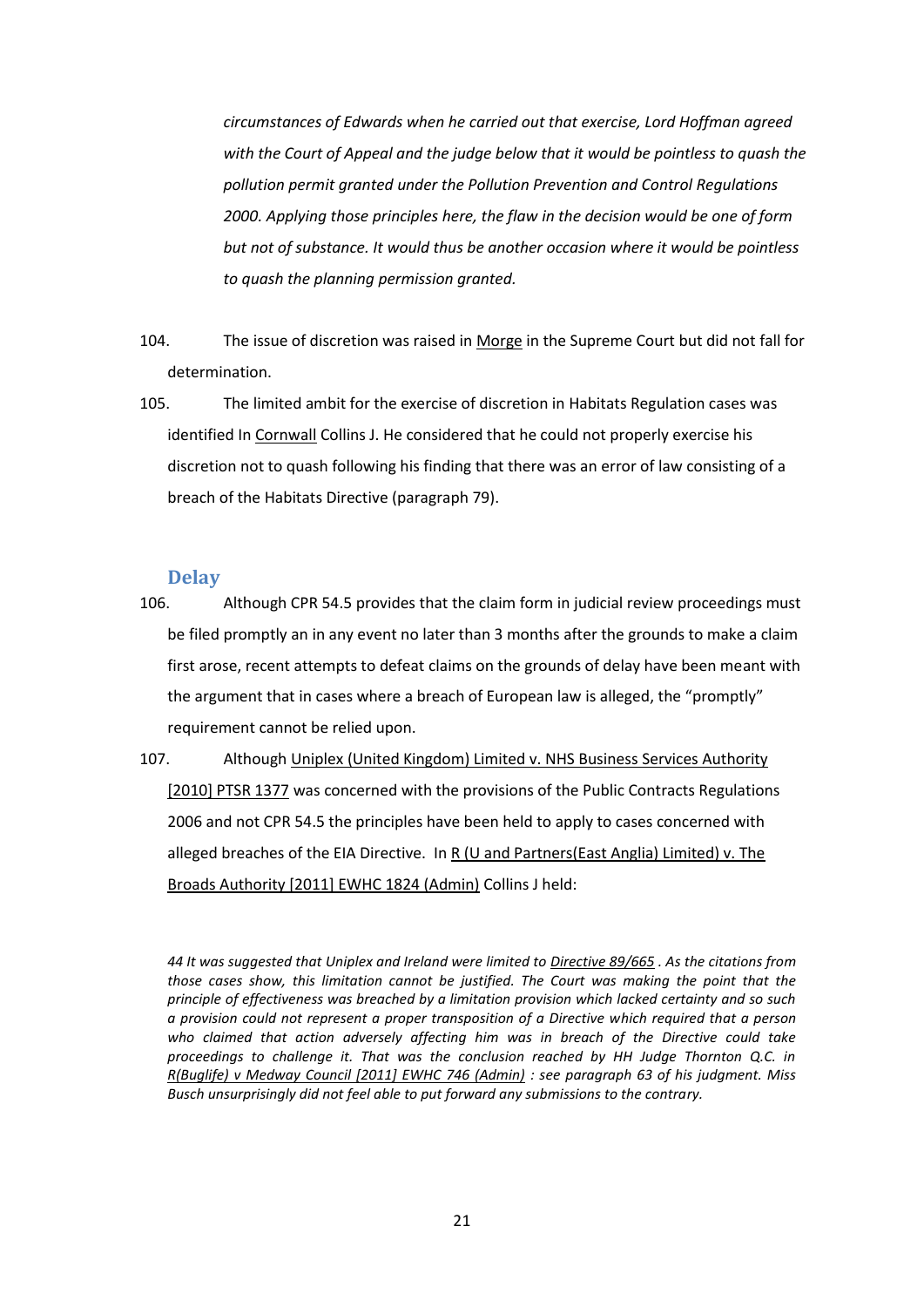*circumstances of Edwards when he carried out that exercise, Lord Hoffman agreed with the Court of Appeal and the judge below that it would be pointless to quash the pollution permit granted under the Pollution Prevention and Control Regulations 2000. Applying those principles here, the flaw in the decision would be one of form but not of substance. It would thus be another occasion where it would be pointless to quash the planning permission granted.*

104. The issue of discretion was raised in Morge in the Supreme Court but did not fall for determination.

105. The limited ambit for the exercise of discretion in Habitats Regulation cases was identified In Cornwall Collins J. He considered that he could not properly exercise his discretion not to quash following his finding that there was an error of law consisting of a breach of the Habitats Directive (paragraph 79).

## Delay

106. Although CPR 54.5 provides that the claim form in judicial review proceedings must be filed promptly an in any event no later than 3 months after the grounds to make a claim first arose, recent attempts to defeat claims on the grounds of delay have been meant with the argument that in cases where a breach of European law is alleged, the "promptly" requirement cannot be relied upon.

107. Although Uniplex (United Kingdom) Limited v. NHS Business Services Authority [2010] PTSR 1377 was concerned with the provisions of the Public Contracts Regulations 2006 and not CPR 54.5 the principles have been held to apply to cases concerned with alleged breaches of the EIA Directive. In R (U and Partners(East Anglia) Limited) v. The Broads Authority [2011] EWHC 1824 (Admin) Collins J held:

*44 It was suggested that Uniplex and Ireland were limited to Directive 89/665 . As the citations from those cases show, this limitation cannot be justified. The Court was making the point that the principle of effectiveness was breached by a limitation provision which lacked certainty and so such a provision could not represent a proper transposition of a Directive which required that a person who claimed that action adversely affecting him was in breach of the Directive could take proceedings to challenge it. That was the conclusion reached by HH Judge Thornton Q.C. in R(Buglife) v Medway Council [2011] EWHC 746 (Admin) : see paragraph 63 of his judgment. Miss Busch unsurprisingly did not feel able to put forward any submissions to the contrary.*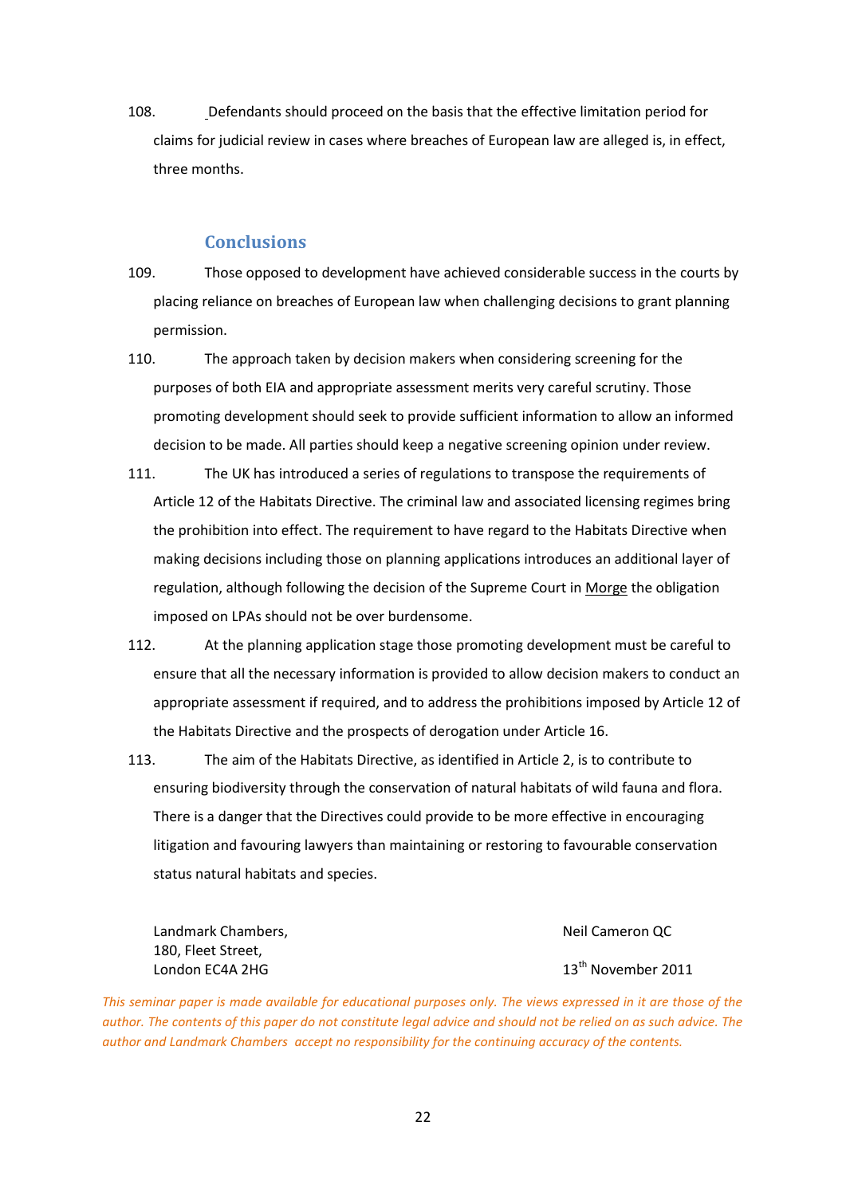108. Defendants should proceed on the basis that the effective limitation period for claims for judicial review in cases where breaches of European law are alleged is, in effect, three months.

## Conclusions

109. Those opposed to development have achieved considerable success in the courts by placing reliance on breaches of European law when challenging decisions to grant planning permission.

110. The approach taken by decision makers when considering screening for the purposes of both EIA and appropriate assessment merits very careful scrutiny. Those promoting development should seek to provide sufficient information to allow an informed decision to be made. All parties should keep a negative screening opinion under review.

111. The UK has introduced a series of regulations to transpose the requirements of Article 12 of the Habitats Directive. The criminal law and associated licensing regimes bring the prohibition into effect. The requirement to have regard to the Habitats Directive when making decisions including those on planning applications introduces an additional layer of regulation, although following the decision of the Supreme Court in Morge the obligation imposed on LPAs should not be over burdensome.

112. At the planning application stage those promoting development must be careful to ensure that all the necessary information is provided to allow decision makers to conduct an appropriate assessment if required, and to address the prohibitions imposed by Article 12 of the Habitats Directive and the prospects of derogation under Article 16.

113. The aim of the Habitats Directive, as identified in Article 2, is to contribute to ensuring biodiversity through the conservation of natural habitats of wild fauna and flora. There is a danger that the Directives could provide to be more effective in encouraging litigation and favouring lawyers than maintaining or restoring to favourable conservation status natural habitats and species.

Landmark Chambers,
180, Fleet Street,
London EC4A 2HG

Neil Cameron QC

13th November 2011

*This seminar paper is made available for educational purposes only. The views expressed in it are those of the author. The contents of this paper do not constitute legal advice and should not be relied on as such advice. The author and Landmark Chambers accept no responsibility for the continuing accuracy of the contents.*